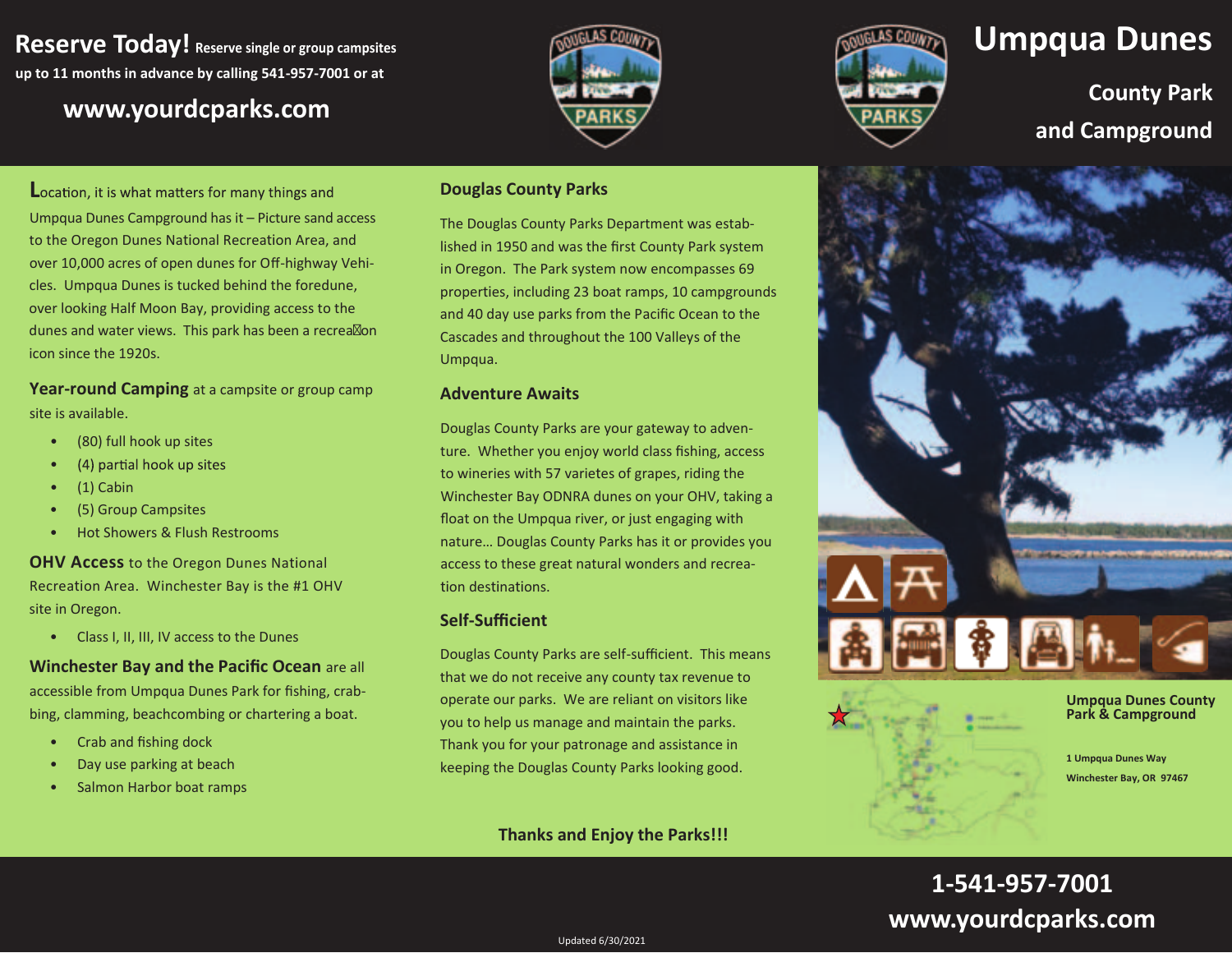**Reserve Today!** Reserve single or group campsites up to 11 months in advance by calling 541-957-7001 or at

**www.yourdcparks.com**

# Umpqua Dunes

## County Park and Campground

Location, it is what matters for many things and Umpqua Dunes Campground has it – Picture sand access to the Oregon Dunes National Recreation Area, and over 10,000 acres of open dunes for Off-highway Vehicles. Umpqua Dunes is tucked behind the foredune, over looking Half Moon Bay, providing access to the dunes and water views. This park has been a recreation icon since the 1920s.

**Year-round Camping** at a campsite or group camp site is available.

- (80) full hook up sites
- (4) partial hook up sites
- (1) Cabin
- (5) Group Campsites
- Hot Showers & Flush Restrooms

**OHV Access** to the Oregon Dunes National Recreation Area. Winchester Bay is the #1 OHV site in Oregon.

- Class I, II, III, IV access to the Dunes

**Winchester Bay and the Pacific Ocean** are all accessible from Umpqua Dunes Park for fishing, crabbing, clamming, beachcombing or chartering a boat.

- Crab and fishing dock
- Day use parking at beach
- Salmon Harbor boat ramps

### Douglas County Parks

The Douglas County Parks Department was established in 1950 and was the first County Park system in Oregon. The Park system now encompasses 69 properties, including 23 boat ramps, 10 campgrounds and 40 day use parks from the Pacific Ocean to the Cascades and throughout the 100 Valleys of the Umpqua.

### Adventure Awaits

Douglas County Parks are your gateway to adventure. Whether you enjoy world class fishing, access to wineries with 57 varietes of grapes, riding the Winchester Bay ODNRA dunes on your OHV, taking a float on the Umpqua river, or just engaging with nature… Douglas County Parks has it or provides you access to these great natural wonders and recreation destinations.

### Self-Sufficient

Douglas County Parks are self-sufficient. This means that we do not receive any county tax revenue to operate our parks. We are reliant on visitors like you to help us manage and maintain the parks. Thank you for your patronage and assistance in keeping the Douglas County Parks looking good.

**Thanks and Enjoy the Parks!!!**

**Umpqua Dunes County Park & Campground**

**1 Umpqua Dunes Way**
**Winchester Bay, OR 97467**

**1-541-957-7001**
**www.yourdcparks.com**

Updated 6/30/2021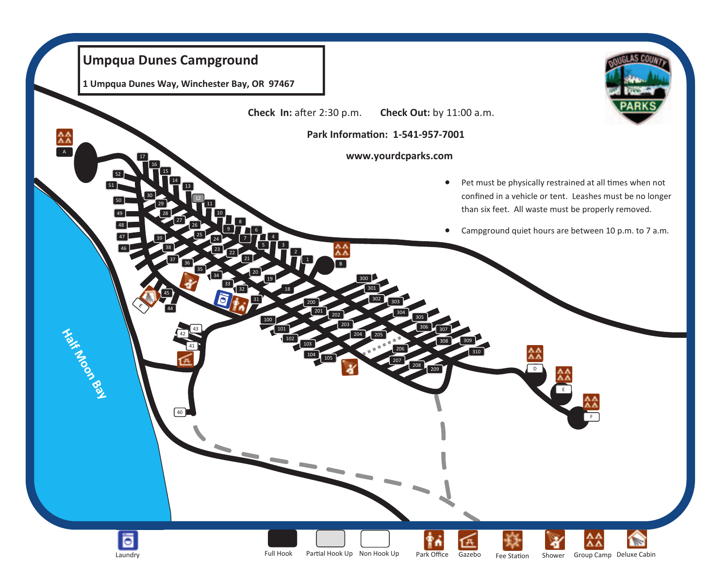# Umpqua Dunes Campground

**1 Umpqua Dunes Way, Winchester Bay, OR 97467**

**Check In:** after 2:30 p.m. **Check Out:** by 11:00 a.m.

**Park Information: 1-541-957-7001**

**www.yourdcparks.com**

- Pet must be physically restrained at all times when not confined in a vehicle or tent. Leashes must be no longer than six feet. All waste must be properly removed.
- Campground quiet hours are between 10 p.m. to 7 a.m.

DOUGLAS COUNTY PARKS

Half Moon Bay

A B D E F

1 2 3 4 5 6 7 8 9 10 11 12 13 14 15 16 17 18 19 20 21 22 23 24 25 26 27 28 29 30 31 32 33 34 35 36 37 38 39 40 41 42 43 44 45 46 47 48 49 50 51 52

100 101 102 103 104 105

200 201 202 203 204 205 206 207 208 209

300 301 302 303 304 305 306 307 308 309 310

Laundry · Full Hook · Partial Hook Up · Non Hook Up · Park Office · Gazebo · Fee Station · Shower · Group Camp · Deluxe Cabin